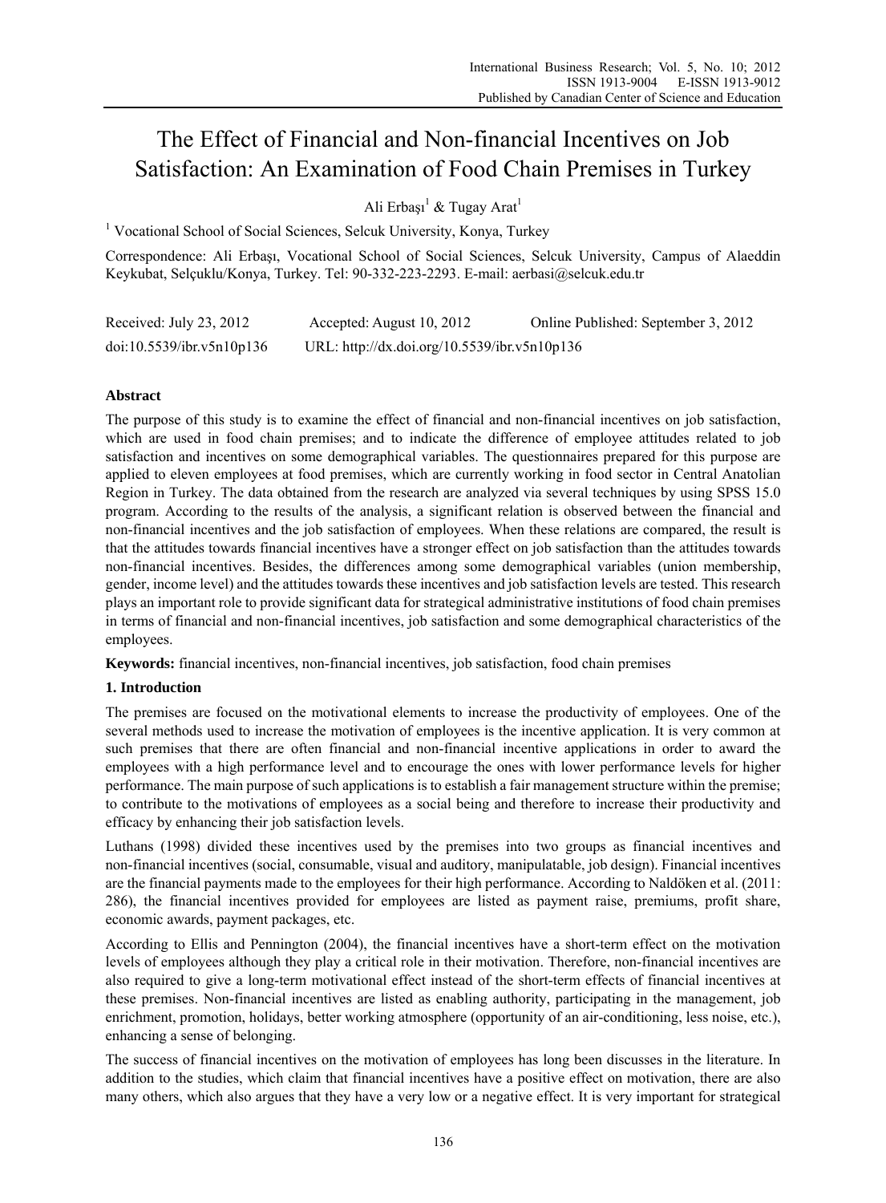# The Effect of Financial and Non-financial Incentives on Job Satisfaction: An Examination of Food Chain Premises in Turkey

Ali Erbaşı[1] & Tugay Arat[1]

[1] Vocational School of Social Sciences, Selcuk University, Konya, Turkey

Correspondence: Ali Erbaşı, Vocational School of Social Sciences, Selcuk University, Campus of Alaeddin Keykubat, Selçuklu/Konya, Turkey. Tel: 90-332-223-2293. E-mail: aerbasi@selcuk.edu.tr

Received: July 23, 2012 Accepted: August 10, 2012 Online Published: September 3, 2012

doi:10.5539/ibr.v5n10p136 URL: http://dx.doi.org/10.5539/ibr.v5n10p136

## Abstract

The purpose of this study is to examine the effect of financial and non-financial incentives on job satisfaction, which are used in food chain premises; and to indicate the difference of employee attitudes related to job satisfaction and incentives on some demographical variables. The questionnaires prepared for this purpose are applied to eleven employees at food premises, which are currently working in food sector in Central Anatolian Region in Turkey. The data obtained from the research are analyzed via several techniques by using SPSS 15.0 program. According to the results of the analysis, a significant relation is observed between the financial and non-financial incentives and the job satisfaction of employees. When these relations are compared, the result is that the attitudes towards financial incentives have a stronger effect on job satisfaction than the attitudes towards non-financial incentives. Besides, the differences among some demographical variables (union membership, gender, income level) and the attitudes towards these incentives and job satisfaction levels are tested. This research plays an important role to provide significant data for strategical administrative institutions of food chain premises in terms of financial and non-financial incentives, job satisfaction and some demographical characteristics of the employees.

**Keywords:** financial incentives, non-financial incentives, job satisfaction, food chain premises

## 1. Introduction

The premises are focused on the motivational elements to increase the productivity of employees. One of the several methods used to increase the motivation of employees is the incentive application. It is very common at such premises that there are often financial and non-financial incentive applications in order to award the employees with a high performance level and to encourage the ones with lower performance levels for higher performance. The main purpose of such applications is to establish a fair management structure within the premise; to contribute to the motivations of employees as a social being and therefore to increase their productivity and efficacy by enhancing their job satisfaction levels.

Luthans (1998) divided these incentives used by the premises into two groups as financial incentives and non-financial incentives (social, consumable, visual and auditory, manipulatable, job design). Financial incentives are the financial payments made to the employees for their high performance. According to Naldöken et al. (2011: 286), the financial incentives provided for employees are listed as payment raise, premiums, profit share, economic awards, payment packages, etc.

According to Ellis and Pennington (2004), the financial incentives have a short-term effect on the motivation levels of employees although they play a critical role in their motivation. Therefore, non-financial incentives are also required to give a long-term motivational effect instead of the short-term effects of financial incentives at these premises. Non-financial incentives are listed as enabling authority, participating in the management, job enrichment, promotion, holidays, better working atmosphere (opportunity of an air-conditioning, less noise, etc.), enhancing a sense of belonging.

The success of financial incentives on the motivation of employees has long been discusses in the literature. In addition to the studies, which claim that financial incentives have a positive effect on motivation, there are also many others, which also argues that they have a very low or a negative effect. It is very important for strategical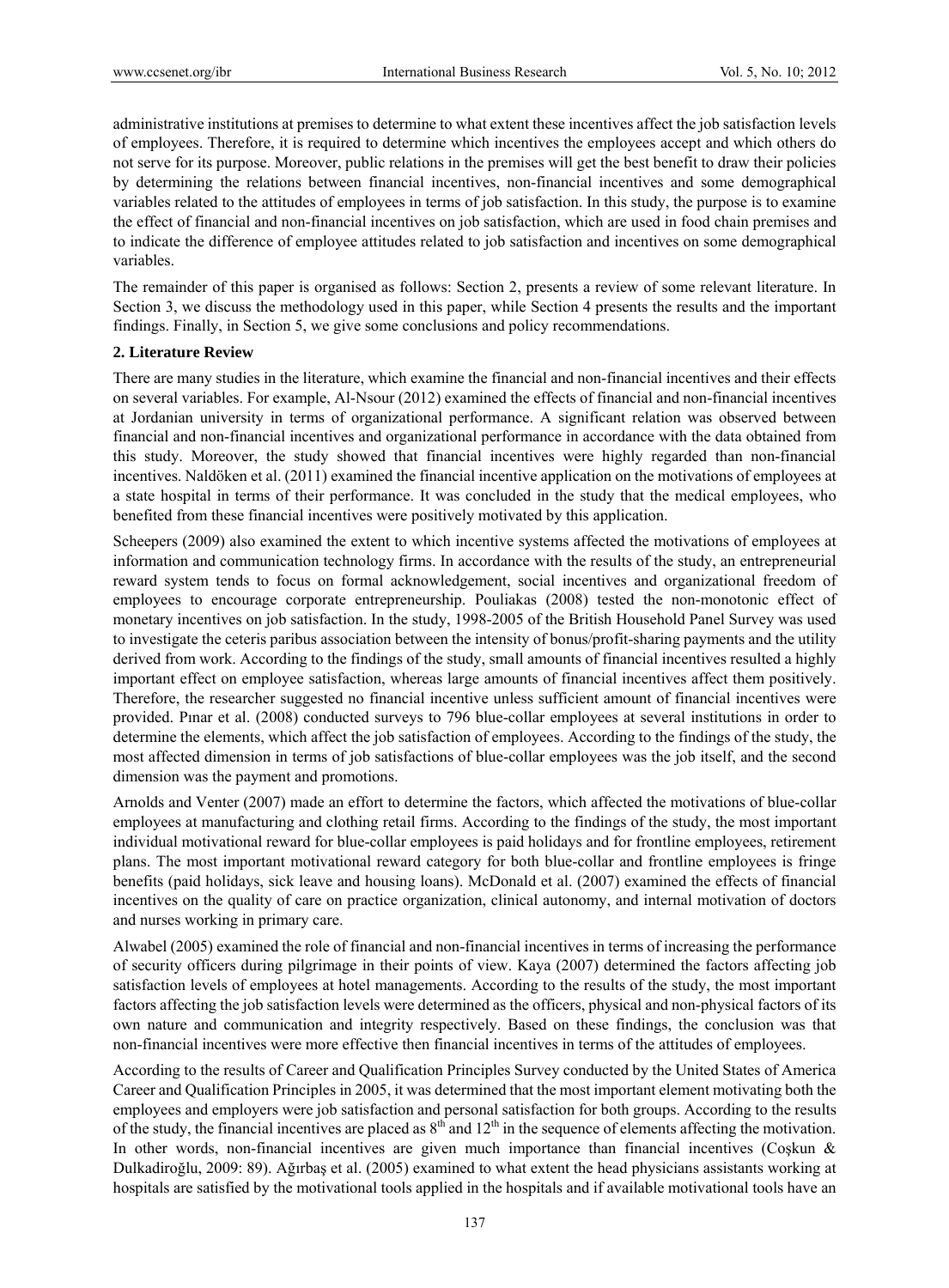administrative institutions at premises to determine to what extent these incentives affect the job satisfaction levels of employees. Therefore, it is required to determine which incentives the employees accept and which others do not serve for its purpose. Moreover, public relations in the premises will get the best benefit to draw their policies by determining the relations between financial incentives, non-financial incentives and some demographical variables related to the attitudes of employees in terms of job satisfaction. In this study, the purpose is to examine the effect of financial and non-financial incentives on job satisfaction, which are used in food chain premises and to indicate the difference of employee attitudes related to job satisfaction and incentives on some demographical variables.

The remainder of this paper is organised as follows: Section 2, presents a review of some relevant literature. In Section 3, we discuss the methodology used in this paper, while Section 4 presents the results and the important findings. Finally, in Section 5, we give some conclusions and policy recommendations.

## 2. Literature Review

There are many studies in the literature, which examine the financial and non-financial incentives and their effects on several variables. For example, Al-Nsour (2012) examined the effects of financial and non-financial incentives at Jordanian university in terms of organizational performance. A significant relation was observed between financial and non-financial incentives and organizational performance in accordance with the data obtained from this study. Moreover, the study showed that financial incentives were highly regarded than non-financial incentives. Naldöken et al. (2011) examined the financial incentive application on the motivations of employees at a state hospital in terms of their performance. It was concluded in the study that the medical employees, who benefited from these financial incentives were positively motivated by this application.

Scheepers (2009) also examined the extent to which incentive systems affected the motivations of employees at information and communication technology firms. In accordance with the results of the study, an entrepreneurial reward system tends to focus on formal acknowledgement, social incentives and organizational freedom of employees to encourage corporate entrepreneurship. Pouliakas (2008) tested the non-monotonic effect of monetary incentives on job satisfaction. In the study, 1998-2005 of the British Household Panel Survey was used to investigate the ceteris paribus association between the intensity of bonus/profit-sharing payments and the utility derived from work. According to the findings of the study, small amounts of financial incentives resulted a highly important effect on employee satisfaction, whereas large amounts of financial incentives affect them positively. Therefore, the researcher suggested no financial incentive unless sufficient amount of financial incentives were provided. Pınar et al. (2008) conducted surveys to 796 blue-collar employees at several institutions in order to determine the elements, which affect the job satisfaction of employees. According to the findings of the study, the most affected dimension in terms of job satisfactions of blue-collar employees was the job itself, and the second dimension was the payment and promotions.

Arnolds and Venter (2007) made an effort to determine the factors, which affected the motivations of blue-collar employees at manufacturing and clothing retail firms. According to the findings of the study, the most important individual motivational reward for blue-collar employees is paid holidays and for frontline employees, retirement plans. The most important motivational reward category for both blue-collar and frontline employees is fringe benefits (paid holidays, sick leave and housing loans). McDonald et al. (2007) examined the effects of financial incentives on the quality of care on practice organization, clinical autonomy, and internal motivation of doctors and nurses working in primary care.

Alwabel (2005) examined the role of financial and non-financial incentives in terms of increasing the performance of security officers during pilgrimage in their points of view. Kaya (2007) determined the factors affecting job satisfaction levels of employees at hotel managements. According to the results of the study, the most important factors affecting the job satisfaction levels were determined as the officers, physical and non-physical factors of its own nature and communication and integrity respectively. Based on these findings, the conclusion was that non-financial incentives were more effective then financial incentives in terms of the attitudes of employees.

According to the results of Career and Qualification Principles Survey conducted by the United States of America Career and Qualification Principles in 2005, it was determined that the most important element motivating both the employees and employers were job satisfaction and personal satisfaction for both groups. According to the results of the study, the financial incentives are placed as 8th and 12th in the sequence of elements affecting the motivation. In other words, non-financial incentives are given much importance than financial incentives (Coşkun & Dulkadiroğlu, 2009: 89). Ağırbaş et al. (2005) examined to what extent the head physicians assistants working at hospitals are satisfied by the motivational tools applied in the hospitals and if available motivational tools have an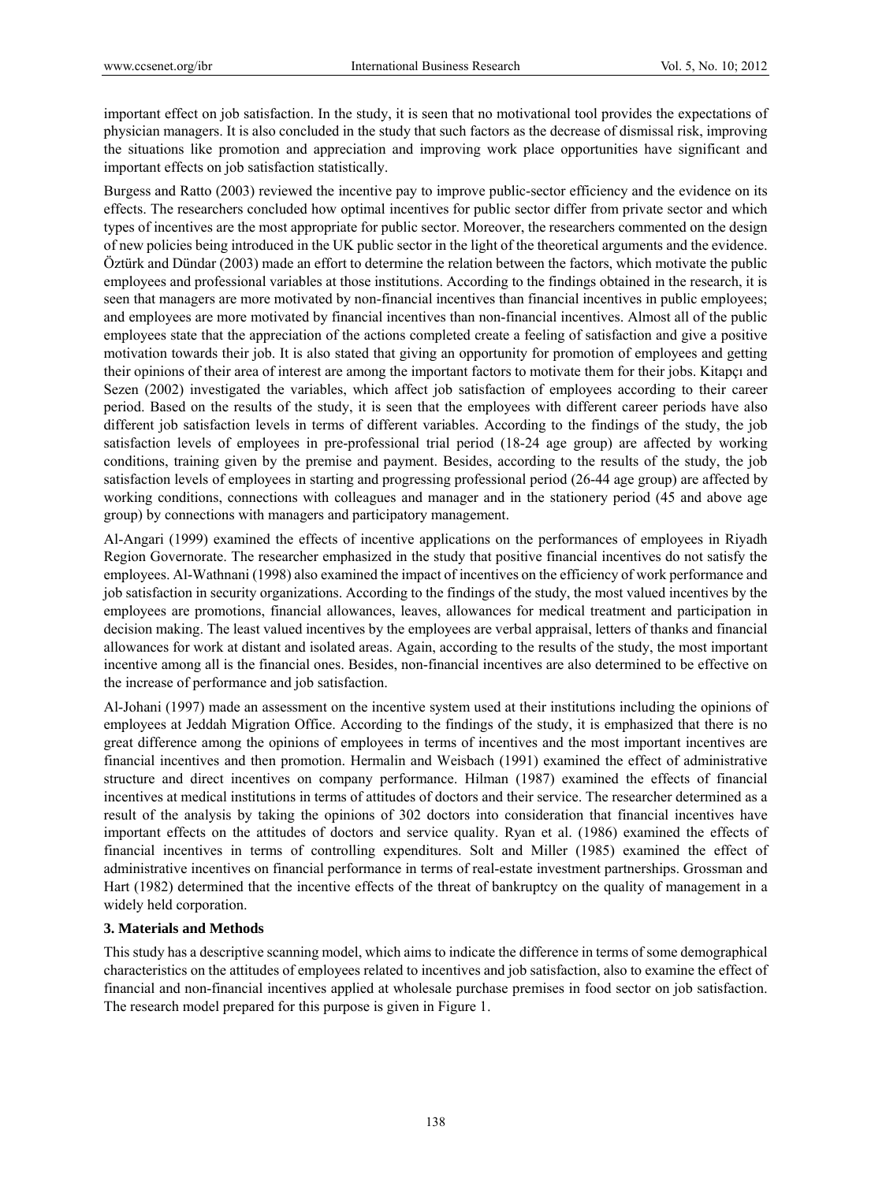important effect on job satisfaction. In the study, it is seen that no motivational tool provides the expectations of physician managers. It is also concluded in the study that such factors as the decrease of dismissal risk, improving the situations like promotion and appreciation and improving work place opportunities have significant and important effects on job satisfaction statistically.

Burgess and Ratto (2003) reviewed the incentive pay to improve public-sector efficiency and the evidence on its effects. The researchers concluded how optimal incentives for public sector differ from private sector and which types of incentives are the most appropriate for public sector. Moreover, the researchers commented on the design of new policies being introduced in the UK public sector in the light of the theoretical arguments and the evidence. Öztürk and Dündar (2003) made an effort to determine the relation between the factors, which motivate the public employees and professional variables at those institutions. According to the findings obtained in the research, it is seen that managers are more motivated by non-financial incentives than financial incentives in public employees; and employees are more motivated by financial incentives than non-financial incentives. Almost all of the public employees state that the appreciation of the actions completed create a feeling of satisfaction and give a positive motivation towards their job. It is also stated that giving an opportunity for promotion of employees and getting their opinions of their area of interest are among the important factors to motivate them for their jobs. Kitapçı and Sezen (2002) investigated the variables, which affect job satisfaction of employees according to their career period. Based on the results of the study, it is seen that the employees with different career periods have also different job satisfaction levels in terms of different variables. According to the findings of the study, the job satisfaction levels of employees in pre-professional trial period (18-24 age group) are affected by working conditions, training given by the premise and payment. Besides, according to the results of the study, the job satisfaction levels of employees in starting and progressing professional period (26-44 age group) are affected by working conditions, connections with colleagues and manager and in the stationery period (45 and above age group) by connections with managers and participatory management.

Al-Angari (1999) examined the effects of incentive applications on the performances of employees in Riyadh Region Governorate. The researcher emphasized in the study that positive financial incentives do not satisfy the employees. Al-Wathnani (1998) also examined the impact of incentives on the efficiency of work performance and job satisfaction in security organizations. According to the findings of the study, the most valued incentives by the employees are promotions, financial allowances, leaves, allowances for medical treatment and participation in decision making. The least valued incentives by the employees are verbal appraisal, letters of thanks and financial allowances for work at distant and isolated areas. Again, according to the results of the study, the most important incentive among all is the financial ones. Besides, non-financial incentives are also determined to be effective on the increase of performance and job satisfaction.

Al-Johani (1997) made an assessment on the incentive system used at their institutions including the opinions of employees at Jeddah Migration Office. According to the findings of the study, it is emphasized that there is no great difference among the opinions of employees in terms of incentives and the most important incentives are financial incentives and then promotion. Hermalin and Weisbach (1991) examined the effect of administrative structure and direct incentives on company performance. Hilman (1987) examined the effects of financial incentives at medical institutions in terms of attitudes of doctors and their service. The researcher determined as a result of the analysis by taking the opinions of 302 doctors into consideration that financial incentives have important effects on the attitudes of doctors and service quality. Ryan et al. (1986) examined the effects of financial incentives in terms of controlling expenditures. Solt and Miller (1985) examined the effect of administrative incentives on financial performance in terms of real-estate investment partnerships. Grossman and Hart (1982) determined that the incentive effects of the threat of bankruptcy on the quality of management in a widely held corporation.

## 3. Materials and Methods

This study has a descriptive scanning model, which aims to indicate the difference in terms of some demographical characteristics on the attitudes of employees related to incentives and job satisfaction, also to examine the effect of financial and non-financial incentives applied at wholesale purchase premises in food sector on job satisfaction. The research model prepared for this purpose is given in Figure 1.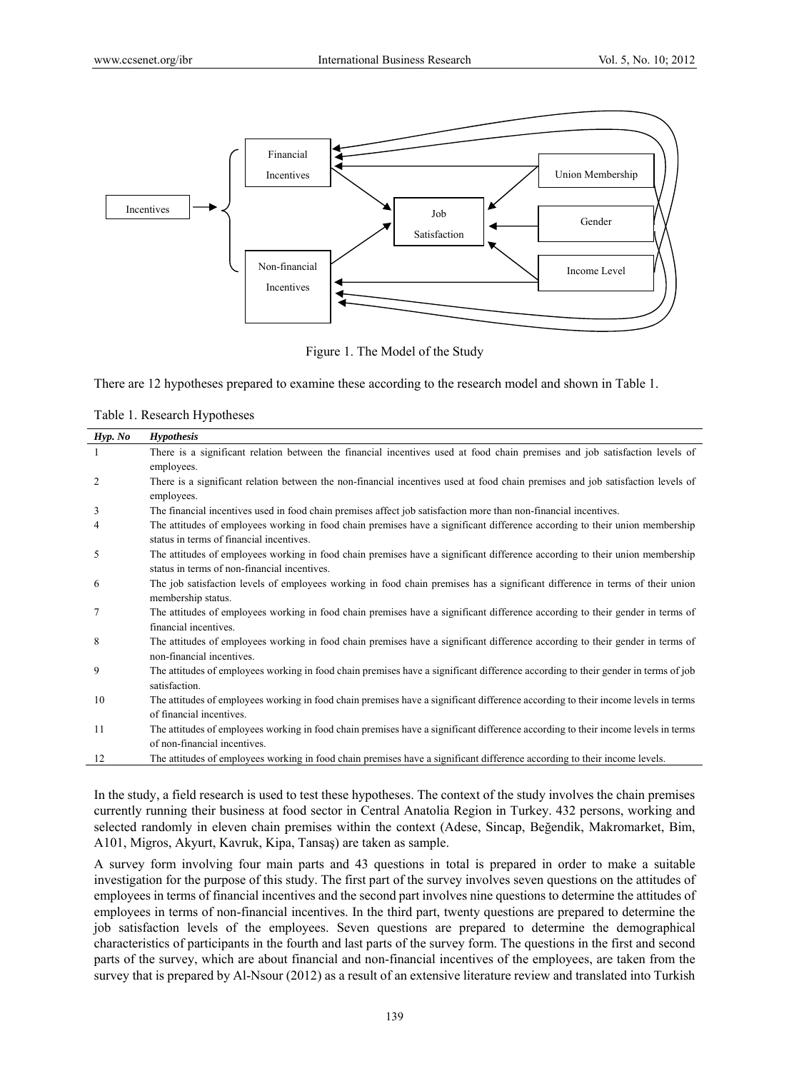Figure 1. The Model of the Study

There are 12 hypotheses prepared to examine these according to the research model and shown in Table 1.

Table 1. Research Hypotheses

| *Hyp. No* | *Hypothesis* |
|---|---|
| 1 | There is a significant relation between the financial incentives used at food chain premises and job satisfaction levels of employees. |
| 2 | There is a significant relation between the non-financial incentives used at food chain premises and job satisfaction levels of employees. |
| 3 | The financial incentives used in food chain premises affect job satisfaction more than non-financial incentives. |
| 4 | The attitudes of employees working in food chain premises have a significant difference according to their union membership status in terms of financial incentives. |
| 5 | The attitudes of employees working in food chain premises have a significant difference according to their union membership status in terms of non-financial incentives. |
| 6 | The job satisfaction levels of employees working in food chain premises has a significant difference in terms of their union membership status. |
| 7 | The attitudes of employees working in food chain premises have a significant difference according to their gender in terms of financial incentives. |
| 8 | The attitudes of employees working in food chain premises have a significant difference according to their gender in terms of non-financial incentives. |
| 9 | The attitudes of employees working in food chain premises have a significant difference according to their gender in terms of job satisfaction. |
| 10 | The attitudes of employees working in food chain premises have a significant difference according to their income levels in terms of financial incentives. |
| 11 | The attitudes of employees working in food chain premises have a significant difference according to their income levels in terms of non-financial incentives. |
| 12 | The attitudes of employees in food chain premises have a significant difference according to their income levels. |

In the study, a field research is used to test these hypotheses. The context of the study involves the chain premises currently running their business at food sector in Central Anatolia Region in Turkey. 432 persons, working and selected randomly in eleven chain premises within the context (Adese, Sincap, Beğendik, Makromarket, Bim, A101, Migros, Akyurt, Kavruk, Kipa, Tansaş) are taken as sample.

A survey form involving four main parts and 43 questions in total is prepared in order to make a suitable investigation for the purpose of this study. The first part of the survey involves seven questions on the attitudes of employees in terms of financial incentives and the second part involves nine questions to determine the attitudes of employees in terms of non-financial incentives. In the third part, twenty questions are prepared to determine the job satisfaction levels of the employees. Seven questions are prepared to determine the demographical characteristics of participants in the fourth and last parts of the survey form. The questions in the first and second parts of the survey, which are about financial and non-financial incentives of the employees, are taken from the survey that is prepared by Al-Nsour (2012) as a result of an extensive literature review and translated into Turkish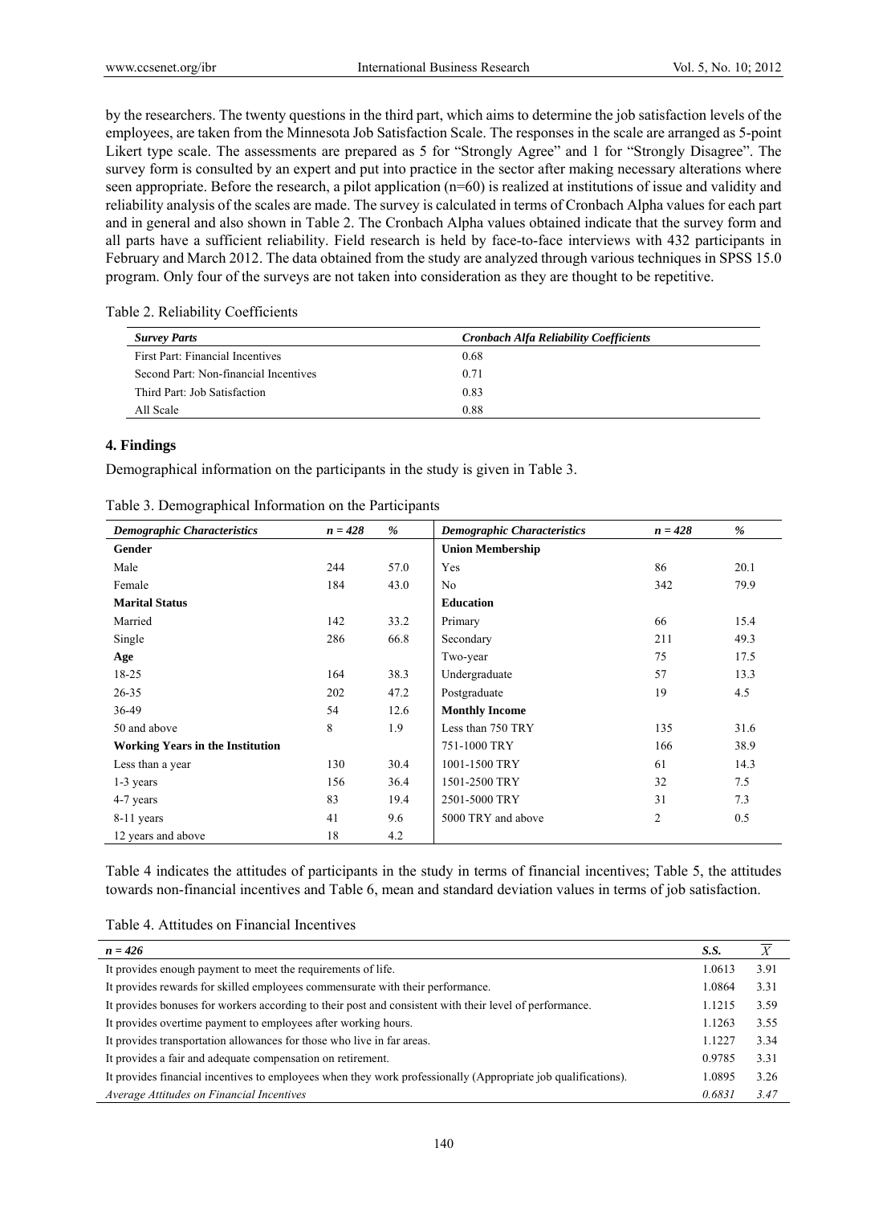by the researchers. The twenty questions in the third part, which aims to determine the job satisfaction levels of the employees, are taken from the Minnesota Job Satisfaction Scale. The responses in the scale are arranged as 5-point Likert type scale. The assessments are prepared as 5 for "Strongly Agree" and 1 for "Strongly Disagree". The survey form is consulted by an expert and put into practice in the sector after making necessary alterations where seen appropriate. Before the research, a pilot application (n=60) is realized at institutions of issue and validity and reliability analysis of the scales are made. The survey is calculated in terms of Cronbach Alpha values for each part and in general and also shown in Table 2. The Cronbach Alpha values obtained indicate that the survey form and all parts have a sufficient reliability. Field research is held by face-to-face interviews with 432 participants in February and March 2012. The data obtained from the study are analyzed through various techniques in SPSS 15.0 program. Only four of the surveys are not taken into consideration as they are thought to be repetitive.

Table 2. Reliability Coefficients

| *Survey Parts* | *Cronbach Alfa Reliability Coefficients* |
|---|---|
| First Part: Financial Incentives | 0.68 |
| Second Part: Non-financial Incentives | 0.71 |
| Third Part: Job Satisfaction | 0.83 |
| All Scale | 0.88 |

## 4. Findings

Demographical information on the participants in the study is given in Table 3.

Table 3. Demographical Information on the Participants

| *Demographic Characteristics* | *n = 428* | *%* | *Demographic Characteristics* | *n = 428* | *%* |
|---|---|---|---|---|---|
| **Gender** | | | **Union Membership** | | |
| Male | 244 | 57.0 | Yes | 86 | 20.1 |
| Female | 184 | 43.0 | No | 342 | 79.9 |
| **Marital Status** | | | **Education** | | |
| Married | 142 | 33.2 | Primary | 66 | 15.4 |
| Single | 286 | 66.8 | Secondary | 211 | 49.3 |
| **Age** | | | Two-year | 75 | 17.5 |
| 18-25 | 164 | 38.3 | Undergraduate | 57 | 13.3 |
| 26-35 | 202 | 47.2 | Postgraduate | 19 | 4.5 |
| 36-49 | 54 | 12.6 | **Monthly Income** | | |
| 50 and above | 8 | 1.9 | Less than 750 TRY | 135 | 31.6 |
| **Working Years in the Institution** | | | 751-1000 TRY | 166 | 38.9 |
| Less than a year | 130 | 30.4 | 1001-1500 TRY | 61 | 14.3 |
| 1-3 years | 156 | 36.4 | 1501-2500 TRY | 32 | 7.5 |
| 4-7 years | 83 | 19.4 | 2501-5000 TRY | 31 | 7.3 |
| 8-11 years | 41 | 9.6 | 5000 TRY and above | 2 | 0.5 |
| 12 years and above | 18 | 4.2 | | | |

Table 4 indicates the attitudes of participants in the study in terms of financial incentives; Table 5, the attitudes towards non-financial incentives and Table 6, mean and standard deviation values in terms of job satisfaction.

Table 4. Attitudes on Financial Incentives

| *n = 426* | *S.S.* | $\overline{X}$ |
|---|---|---|
| It provides enough payment to meet the requirements of life. | 1.0613 | 3.91 |
| It provides rewards for skilled employees commensurate with their performance. | 1.0864 | 3.31 |
| It provides bonuses for workers according to their post and consistent with their level of performance. | 1.1215 | 3.59 |
| It provides overtime payment to employees after working hours. | 1.1263 | 3.55 |
| It provides transportation allowances for those who live in far areas. | 1.1227 | 3.34 |
| It provides a fair and adequate compensation on retirement. | 0.9785 | 3.31 |
| It provides financial incentives to employees when they work professionally (Appropriate job qualifications). | 1.0895 | 3.26 |
| *Average Attitudes on Financial Incentives* | *0.6831* | *3.47* |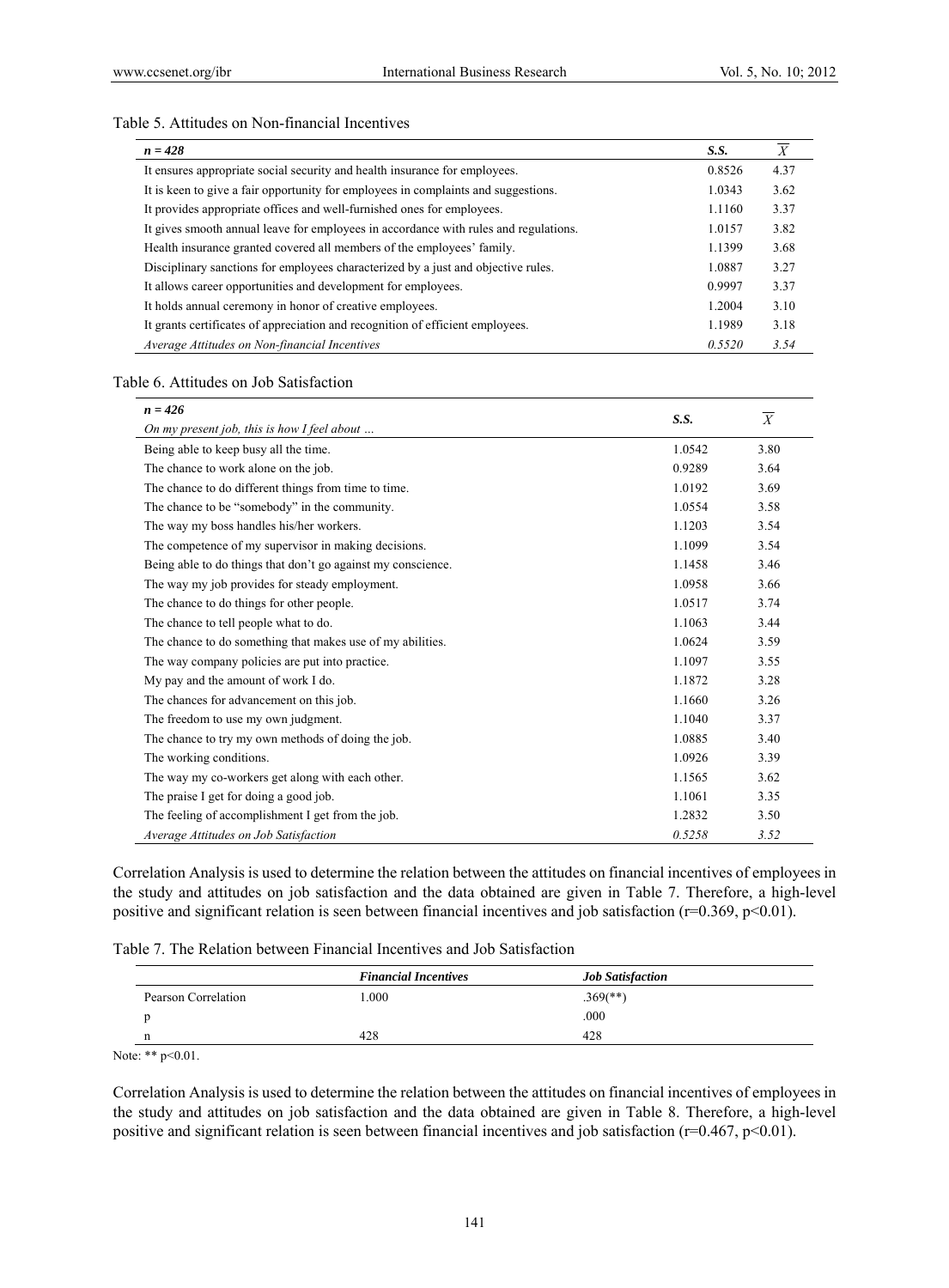Table 5. Attitudes on Non-financial Incentives

| *n = 428* | *S.S.* | $\overline{X}$ |
|---|---|---|
| It ensures appropriate social security and health insurance for employees. | 0.8526 | 4.37 |
| It is keen to give a fair opportunity for employees in complaints and suggestions. | 1.0343 | 3.62 |
| It provides appropriate offices and well-furnished ones for employees. | 1.1160 | 3.37 |
| It gives smooth annual leave for employees in accordance with rules and regulations. | 1.0157 | 3.82 |
| Health insurance granted covered all members of the employees' family. | 1.1399 | 3.68 |
| Disciplinary sanctions for employees characterized by a just and objective rules. | 1.0887 | 3.27 |
| It allows career opportunities and development for employees. | 0.9997 | 3.37 |
| It holds annual ceremony in honor of creative employees. | 1.2004 | 3.10 |
| It grants certificates of appreciation and recognition of efficient employees. | 1.1989 | 3.18 |
| *Average Attitudes on Non-financial Incentives* | *0.5520* | *3.54* |

Table 6. Attitudes on Job Satisfaction

| *n = 426*<br>*On my present job, this is how I feel about …* | *S.S.* | $\overline{X}$ |
|---|---|---|
| Being able to keep busy all the time. | 1.0542 | 3.80 |
| The chance to work alone on the job. | 0.9289 | 3.64 |
| The chance to do different things from time to time. | 1.0192 | 3.69 |
| The chance to be "somebody" in the community. | 1.0554 | 3.58 |
| The way my boss handles his/her workers. | 1.1203 | 3.54 |
| The competence of my supervisor in making decisions. | 1.1099 | 3.54 |
| Being able to do things that don't go against my conscience. | 1.1458 | 3.46 |
| The way my job provides for steady employment. | 1.0958 | 3.66 |
| The chance to do things for other people. | 1.0517 | 3.74 |
| The chance to tell people what to do. | 1.1063 | 3.44 |
| The chance to do something that makes use of my abilities. | 1.0624 | 3.59 |
| The way company policies are put into practice. | 1.1097 | 3.55 |
| My pay and the amount of work I do. | 1.1872 | 3.28 |
| The chances for advancement on this job. | 1.1660 | 3.26 |
| The freedom to use my own judgment. | 1.1040 | 3.37 |
| The chance to try my own methods of doing the job. | 1.0885 | 3.40 |
| The working conditions. | 1.0926 | 3.39 |
| The way my co-workers get along with each other. | 1.1565 | 3.62 |
| The praise I get for doing a good job. | 1.1061 | 3.35 |
| The feeling of accomplishment I get from the job. | 1.2832 | 3.50 |
| *Average Attitudes on Job Satisfaction* | *0.5258* | *3.52* |

Correlation Analysis is used to determine the relation between the attitudes on financial incentives of employees in the study and attitudes on job satisfaction and the data obtained are given in Table 7. Therefore, a high-level positive and significant relation is seen between financial incentives and job satisfaction ($r=0.369$, $p<0.01$).

Table 7. The Relation between Financial Incentives and Job Satisfaction

| | *Financial Incentives* | *Job Satisfaction* |
|---|---|---|
| Pearson Correlation | 1.000 | .369(**) |
| p | | .000 |
| n | 428 | 428 |

Note: ** $p<0.01$.

Correlation Analysis is used to determine the relation between the attitudes on financial incentives of employees in the study and attitudes on job satisfaction and the data obtained are given in Table 8. Therefore, a high-level positive and significant relation is seen between financial incentives and job satisfaction ($r=0.467$, $p<0.01$).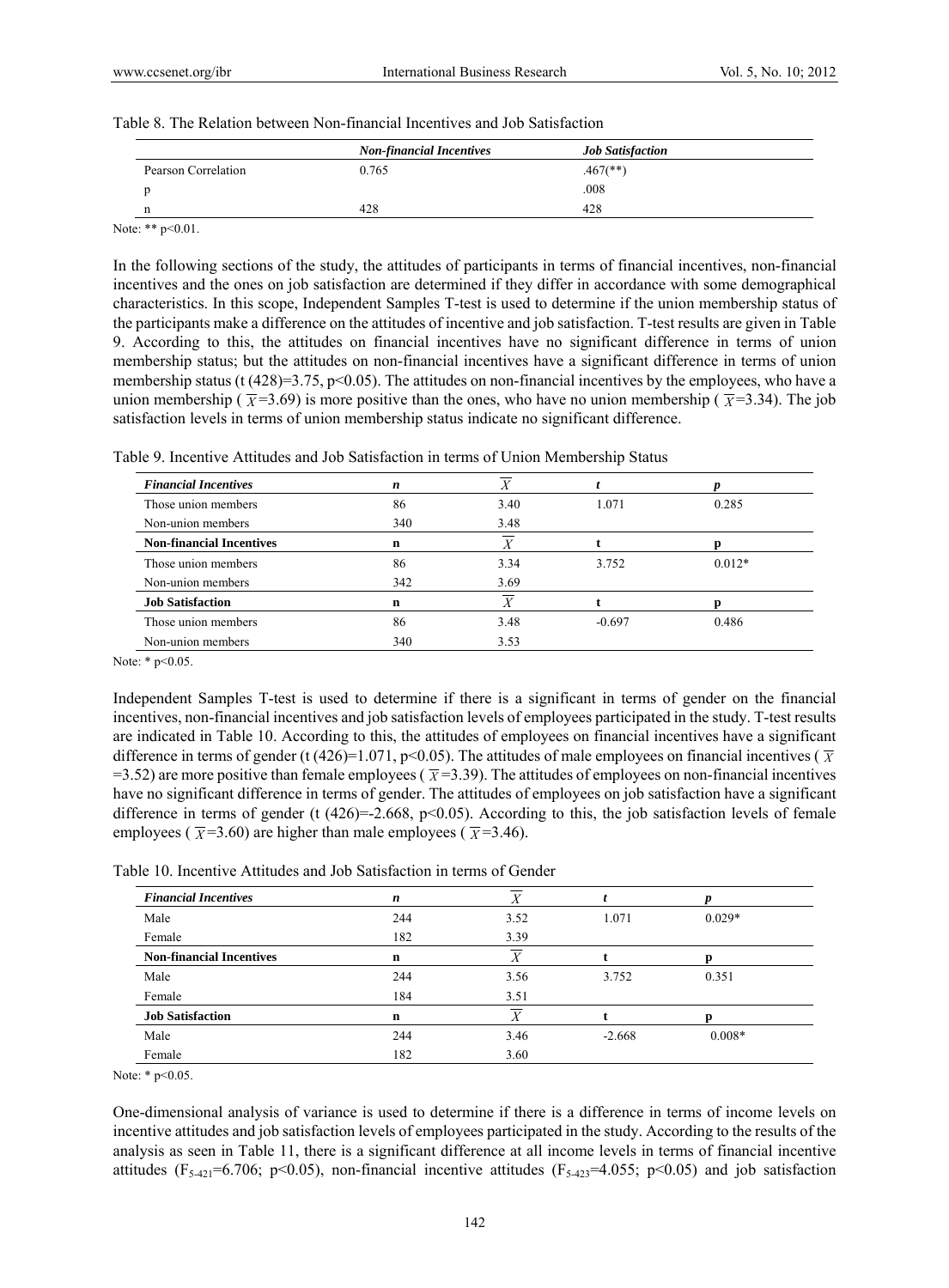Table 8. The Relation between Non-financial Incentives and Job Satisfaction

| | *Non-financial Incentives* | *Job Satisfaction* |
|---|---|---|
| Pearson Correlation | 0.765 | .467(**) |
| p | | .008 |
| n | 428 | 428 |

Note: ** p<0.01.

In the following sections of the study, the attitudes of participants in terms of financial incentives, non-financial incentives and the ones on job satisfaction are determined if they differ in accordance with some demographical characteristics. In this scope, Independent Samples T-test is used to determine if the union membership status of the participants make a difference on the attitudes of incentive and job satisfaction. T-test results are given in Table 9. According to this, the attitudes on financial incentives have no significant difference in terms of union membership status; but the attitudes on non-financial incentives have a significant difference in terms of union membership status (t (428)=3.75, p<0.05). The attitudes on non-financial incentives by the employees, who have a union membership ( $\overline{X}$=3.69) is more positive than the ones, who have no union membership ( $\overline{X}$=3.34). The job satisfaction levels in terms of union membership status indicate no significant difference.

Table 9. Incentive Attitudes and Job Satisfaction in terms of Union Membership Status

| ***Financial Incentives*** | ***n*** | $\overline{X}$ | ***t*** | ***p*** |
|---|---|---|---|---|
| Those union members | 86 | 3.40 | 1.071 | 0.285 |
| Non-union members | 340 | 3.48 | | |
| **Non-financial Incentives** | **n** | $\overline{X}$ | **t** | **p** |
| Those union members | 86 | 3.34 | 3.752 | 0.012* |
| Non-union members | 342 | 3.69 | | |
| **Job Satisfaction** | **n** | $\overline{X}$ | **t** | **p** |
| Those union members | 86 | 3.48 | -0.697 | 0.486 |
| Non-union members | 340 | 3.53 | | |

Note: * p<0.05.

Independent Samples T-test is used to determine if there is a significant in terms of gender on the financial incentives, non-financial incentives and job satisfaction levels of employees participated in the study. T-test results are indicated in Table 10. According to this, the attitudes of employees on financial incentives have a significant difference in terms of gender (t (426)=1.071, p<0.05). The attitudes of male employees on financial incentives ( $\overline{X}$ =3.52) are more positive than female employees ( $\overline{X}$=3.39). The attitudes of employees on non-financial incentives have no significant difference in terms of gender. The attitudes of employees on job satisfaction have a significant difference in terms of gender (t (426)=-2.668, p<0.05). According to this, the job satisfaction levels of female employees ( $\overline{X}$=3.60) are higher than male employees ( $\overline{X}$=3.46).

Table 10. Incentive Attitudes and Job Satisfaction in terms of Gender

| ***Financial Incentives*** | ***n*** | $\overline{X}$ | ***t*** | ***p*** |
|---|---|---|---|---|
| Male | 244 | 3.52 | 1.071 | 0.029* |
| Female | 182 | 3.39 | | |
| **Non-financial Incentives** | **n** | $\overline{X}$ | **t** | **p** |
| Male | 244 | 3.56 | 3.752 | 0.351 |
| Female | 184 | 3.51 | | |
| **Job Satisfaction** | **n** | $\overline{X}$ | **t** | **p** |
| Male | 244 | 3.46 | -2.668 | 0.008* |
| Female | 182 | 3.60 | | |

Note: * p<0.05.

One-dimensional analysis of variance is used to determine if there is a difference in terms of income levels on incentive attitudes and job satisfaction levels of employees participated in the study. According to the results of the analysis as seen in Table 11, there is a significant difference at all income levels in terms of financial incentive attitudes ($F_{5\text{-}421}$=6.706; p<0.05), non-financial incentive attitudes ($F_{5\text{-}423}$=4.055; p<0.05) and job satisfaction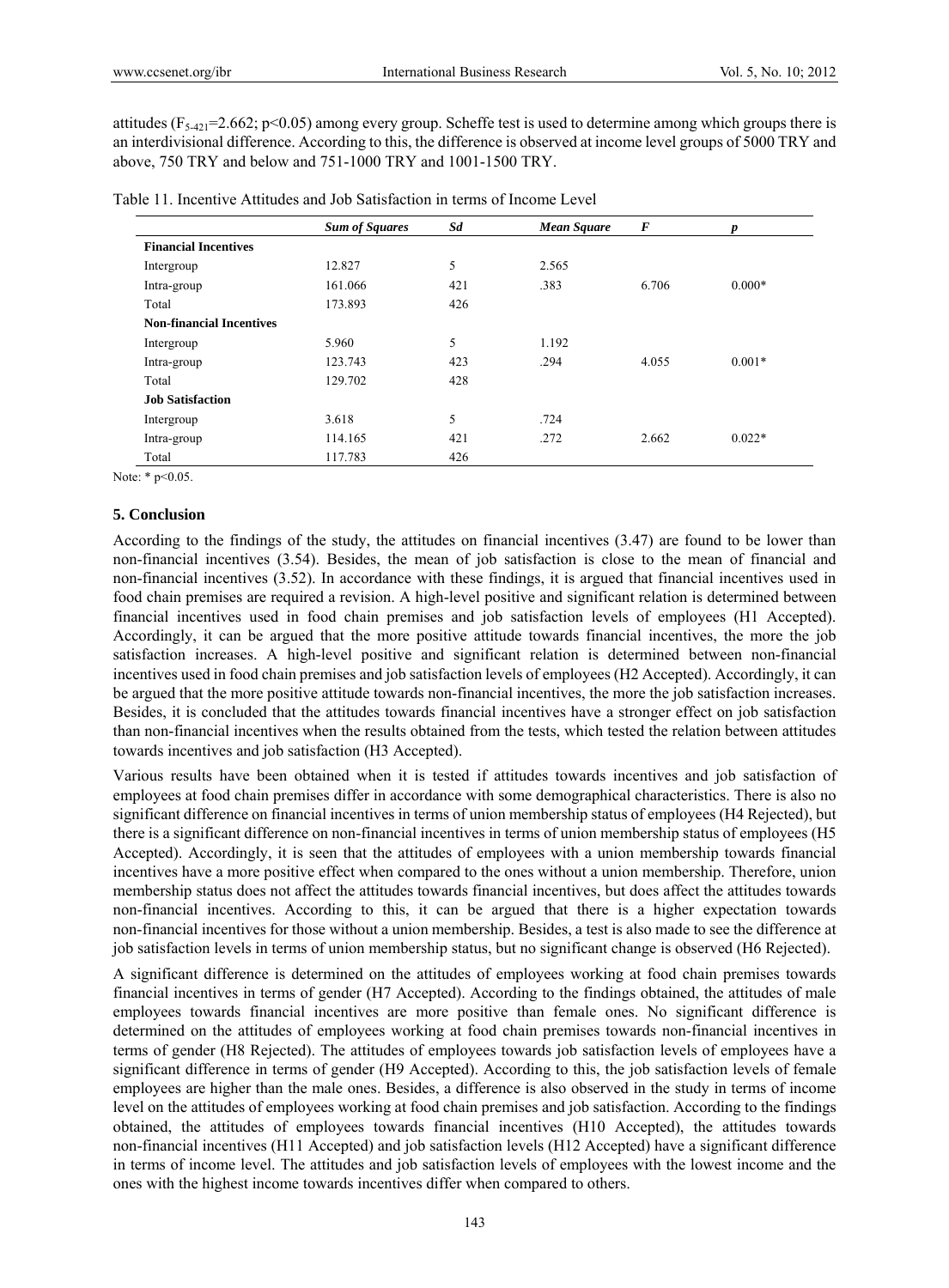attitudes ($F_{5\text{-}421}$=2.662; p<0.05) among every group. Scheffe test is used to determine among which groups there is an interdivisional difference. According to this, the difference is observed at income level groups of 5000 TRY and above, 750 TRY and below and 751-1000 TRY and 1001-1500 TRY.

Table 11. Incentive Attitudes and Job Satisfaction in terms of Income Level

| | *Sum of Squares* | *Sd* | *Mean Square* | *F* | *p* |
|---|---|---|---|---|---|
| **Financial Incentives** | | | | | |
| Intergroup | 12.827 | 5 | 2.565 | | |
| Intra-group | 161.066 | 421 | .383 | 6.706 | 0.000* |
| Total | 173.893 | 426 | | | |
| **Non-financial Incentives** | | | | | |
| Intergroup | 5.960 | 5 | 1.192 | | |
| Intra-group | 123.743 | 423 | .294 | 4.055 | 0.001* |
| Total | 129.702 | 428 | | | |
| **Job Satisfaction** | | | | | |
| Intergroup | 3.618 | 5 | .724 | | |
| Intra-group | 114.165 | 421 | .272 | 2.662 | 0.022* |
| Total | 117.783 | 426 | | | |

Note: * p<0.05.

## 5. Conclusion

According to the findings of the study, the attitudes on financial incentives (3.47) are found to be lower than non-financial incentives (3.54). Besides, the mean of job satisfaction is close to the mean of financial and non-financial incentives (3.52). In accordance with these findings, it is argued that financial incentives used in food chain premises are required a revision. A high-level positive and significant relation is determined between financial incentives used in food chain premises and job satisfaction levels of employees (H1 Accepted). Accordingly, it can be argued that the more positive attitude towards financial incentives, the more the job satisfaction increases. A high-level positive and significant relation is determined between non-financial incentives used in food chain premises and job satisfaction levels of employees (H2 Accepted). Accordingly, it can be argued that the more positive attitude towards non-financial incentives, the more the job satisfaction increases. Besides, it is concluded that the attitudes towards financial incentives have a stronger effect on job satisfaction than non-financial incentives when the results obtained from the tests, which tested the relation between attitudes towards incentives and job satisfaction (H3 Accepted).

Various results have been obtained when it is tested if attitudes towards incentives and job satisfaction of employees at food chain premises differ in accordance with some demographical characteristics. There is also no significant difference on financial incentives in terms of union membership status of employees (H4 Rejected), but there is a significant difference on non-financial incentives in terms of union membership status of employees (H5 Accepted). Accordingly, it is seen that the attitudes of employees with a union membership towards financial incentives have a more positive effect when compared to the ones without a union membership. Therefore, union membership status does not affect the attitudes towards financial incentives, but does affect the attitudes towards non-financial incentives. According to this, it can be argued that there is a higher expectation towards non-financial incentives for those without a union membership. Besides, a test is also made to see the difference at job satisfaction levels in terms of union membership status, but no significant change is observed (H6 Rejected).

A significant difference is determined on the attitudes of employees working at food chain premises towards financial incentives in terms of gender (H7 Accepted). According to the findings obtained, the attitudes of male employees towards financial incentives are more positive than female ones. No significant difference is determined on the attitudes of employees working at food chain premises towards non-financial incentives in terms of gender (H8 Rejected). The attitudes of employees towards job satisfaction levels of employees have a significant difference in terms of gender (H9 Accepted). According to this, the job satisfaction levels of female employees are higher than the male ones. Besides, a difference is also observed in the study in terms of income level on the attitudes of employees working at food chain premises and job satisfaction. According to the findings obtained, the attitudes of employees towards financial incentives (H10 Accepted), the attitudes towards non-financial incentives (H11 Accepted) and job satisfaction levels (H12 Accepted) have a significant difference in terms of income level. The attitudes and job satisfaction levels of employees with the lowest income and the ones with the highest income towards incentives differ when compared to others.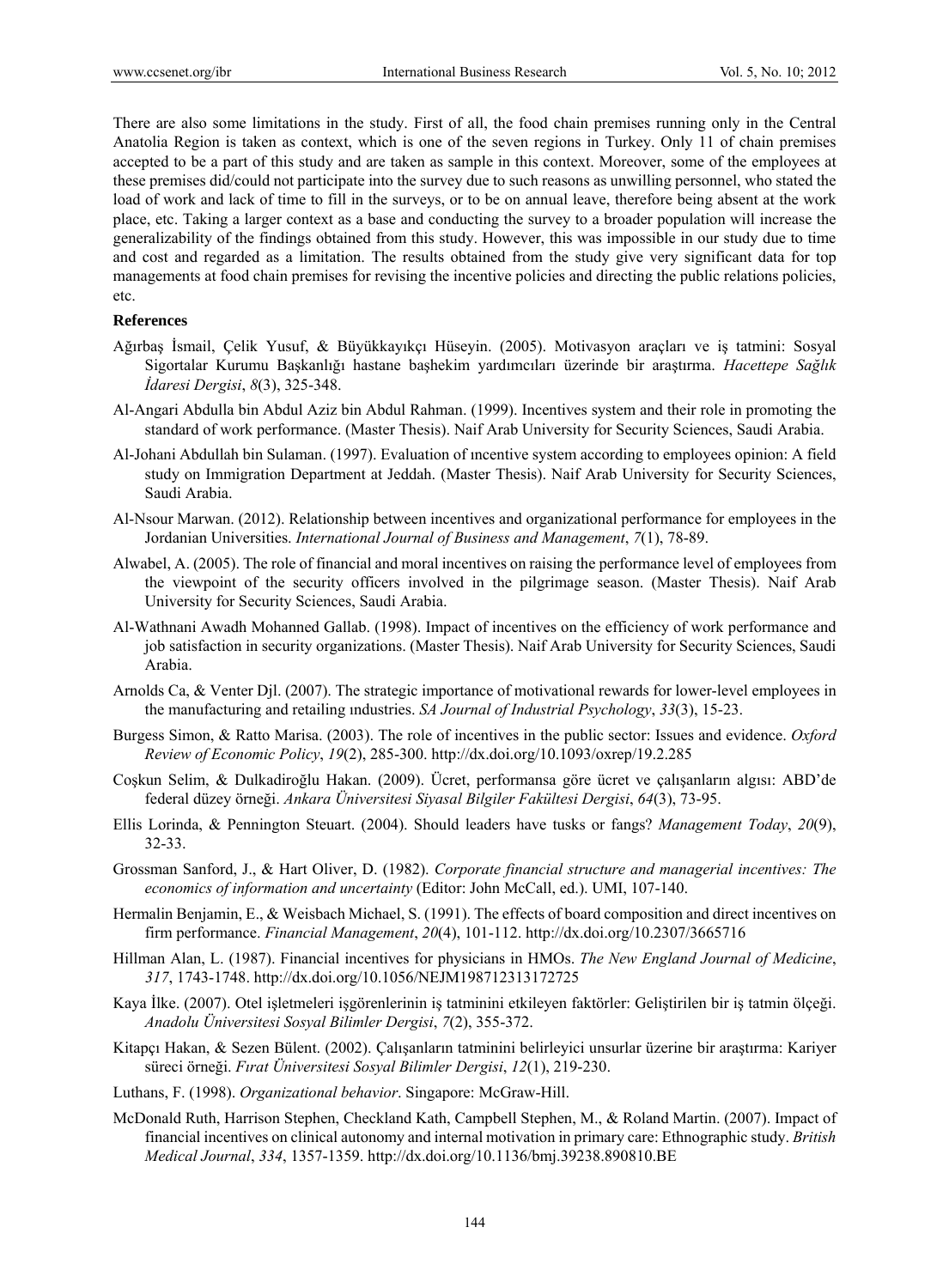There are also some limitations in the study. First of all, the food chain premises running only in the Central Anatolia Region is taken as context, which is one of the seven regions in Turkey. Only 11 of chain premises accepted to be a part of this study and are taken as sample in this context. Moreover, some of the employees at these premises did/could not participate into the survey due to such reasons as unwilling personnel, who stated the load of work and lack of time to fill in the surveys, or to be on annual leave, therefore being absent at the work place, etc. Taking a larger context as a base and conducting the survey to a broader population will increase the generalizability of the findings obtained from this study. However, this was impossible in our study due to time and cost and regarded as a limitation. The results obtained from the study give very significant data for top managements at food chain premises for revising the incentive policies and directing the public relations policies, etc.

**References**

Ağırbaş İsmail, Çelik Yusuf, & Büyükkayıkçı Hüseyin. (2005). Motivasyon araçları ve iş tatmini: Sosyal Sigortalar Kurumu Başkanlığı hastane başhekim yardımcıları üzerinde bir araştırma. *Hacettepe Sağlık İdaresi Dergisi*, *8*(3), 325-348.

Al-Angari Abdulla bin Abdul Aziz bin Abdul Rahman. (1999). Incentives system and their role in promoting the standard of work performance. (Master Thesis). Naif Arab University for Security Sciences, Saudi Arabia.

Al-Johani Abdullah bin Sulaman. (1997). Evaluation of ıncentive system according to employees opinion: A field study on Immigration Department at Jeddah. (Master Thesis). Naif Arab University for Security Sciences, Saudi Arabia.

Al-Nsour Marwan. (2012). Relationship between incentives and organizational performance for employees in the Jordanian Universities. *International Journal of Business and Management*, *7*(1), 78-89.

Alwabel, A. (2005). The role of financial and moral incentives on raising the performance level of employees from the viewpoint of the security officers involved in the pilgrimage season. (Master Thesis). Naif Arab University for Security Sciences, Saudi Arabia.

Al-Wathnani Awadh Mohanned Gallab. (1998). Impact of incentives on the efficiency of work performance and job satisfaction in security organizations. (Master Thesis). Naif Arab University for Security Sciences, Saudi Arabia.

Arnolds Ca, & Venter Djl. (2007). The strategic importance of motivational rewards for lower-level employees in the manufacturing and retailing ındustries. *SA Journal of Industrial Psychology*, *33*(3), 15-23.

Burgess Simon, & Ratto Marisa. (2003). The role of incentives in the public sector: Issues and evidence. *Oxford Review of Economic Policy*, *19*(2), 285-300. http://dx.doi.org/10.1093/oxrep/19.2.285

Coşkun Selim, & Dulkadiroğlu Hakan. (2009). Ücret, performansa göre ücret ve çalışanların algısı: ABD'de federal düzey örneği. *Ankara Üniversitesi Siyasal Bilgiler Fakültesi Dergisi*, *64*(3), 73-95.

Ellis Lorinda, & Pennington Steuart. (2004). Should leaders have tusks or fangs? *Management Today*, *20*(9), 32-33.

Grossman Sanford, J., & Hart Oliver, D. (1982). *Corporate financial structure and managerial incentives: The economics of information and uncertainty* (Editor: John McCall, ed.). UMI, 107-140.

Hermalin Benjamin, E., & Weisbach Michael, S. (1991). The effects of board composition and direct incentives on firm performance. *Financial Management*, *20*(4), 101-112. http://dx.doi.org/10.2307/3665716

Hillman Alan, L. (1987). Financial incentives for physicians in HMOs. *The New England Journal of Medicine*, *317*, 1743-1748. http://dx.doi.org/10.1056/NEJM198712313172725

Kaya İlke. (2007). Otel işletmeleri işgörenlerinin iş tatminini etkileyen faktörler: Geliştirilen bir iş tatmin ölçeği. *Anadolu Üniversitesi Sosyal Bilimler Dergisi*, *7*(2), 355-372.

Kitapçı Hakan, & Sezen Bülent. (2002). Çalışanların tatminini belirleyici unsurlar üzerine bir araştırma: Kariyer süreci örneği. *Fırat Üniversitesi Sosyal Bilimler Dergisi*, *12*(1), 219-230.

Luthans, F. (1998). *Organizational behavior*. Singapore: McGraw-Hill.

McDonald Ruth, Harrison Stephen, Checkland Kath, Campbell Stephen, M., & Roland Martin. (2007). Impact of financial incentives on clinical autonomy and internal motivation in primary care: Ethnographic study. *British Medical Journal*, *334*, 1357-1359. http://dx.doi.org/10.1136/bmj.39238.890810.BE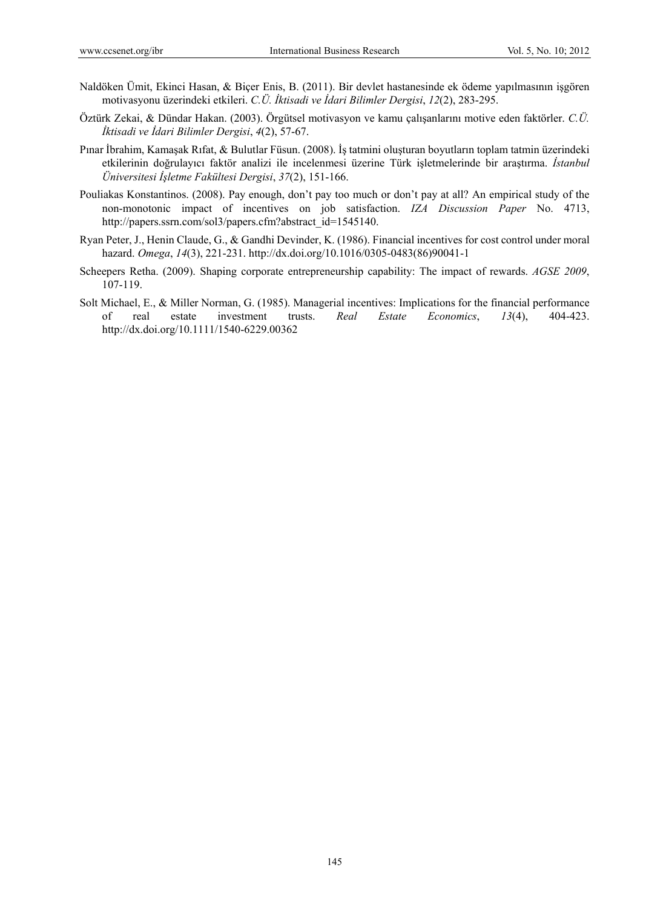Naldöken Ümit, Ekinci Hasan, & Biçer Enis, B. (2011). Bir devlet hastanesinde ek ödeme yapılmasının işgören motivasyonu üzerindeki etkileri. *C.Ü. İktisadi ve İdari Bilimler Dergisi*, *12*(2), 283-295.

Öztürk Zekai, & Dündar Hakan. (2003). Örgütsel motivasyon ve kamu çalışanlarını motive eden faktörler. *C.Ü. İktisadi ve İdari Bilimler Dergisi*, *4*(2), 57-67.

Pınar İbrahim, Kamaşak Rıfat, & Bulutlar Füsun. (2008). İş tatmini oluşturan boyutların toplam tatmin üzerindeki etkilerinin doğrulayıcı faktör analizi ile incelenmesi üzerine Türk işletmelerinde bir araştırma. *İstanbul Üniversitesi İşletme Fakültesi Dergisi*, *37*(2), 151-166.

Pouliakas Konstantinos. (2008). Pay enough, don't pay too much or don't pay at all? An empirical study of the non-monotonic impact of incentives on job satisfaction. *IZA Discussion Paper* No. 4713, http://papers.ssrn.com/sol3/papers.cfm?abstract_id=1545140.

Ryan Peter, J., Henin Claude, G., & Gandhi Devinder, K. (1986). Financial incentives for cost control under moral hazard. *Omega*, *14*(3), 221-231. http://dx.doi.org/10.1016/0305-0483(86)90041-1

Scheepers Retha. (2009). Shaping corporate entrepreneurship capability: The impact of rewards. *AGSE 2009*, 107-119.

Solt Michael, E., & Miller Norman, G. (1985). Managerial incentives: Implications for the financial performance of real estate investment trusts. *Real Estate Economics*, *13*(4), 404-423. http://dx.doi.org/10.1111/1540-6229.00362